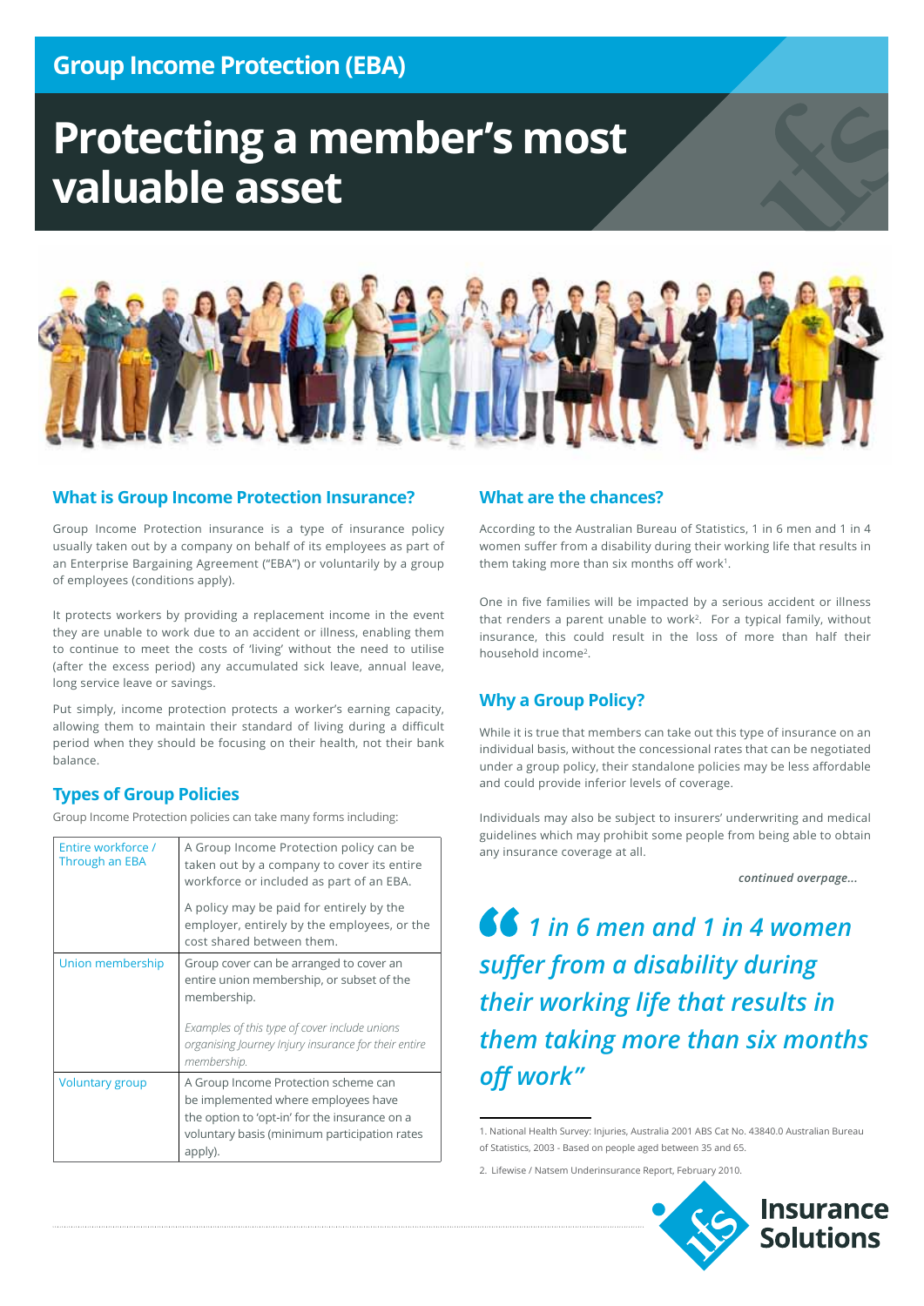## Group Income Protection (EBA)

# Protecting a member's most valuable asset

## What is Group Income Protection Insurance?

Group Income Protection insurance is a type of insurance policy usually taken out by a company on behalf of its employees as part of an Enterprise Bargaining Agreement ("EBA") or voluntarily by a group of employees (conditions apply).

It protects workers by providing a replacement income in the event they are unable to work due to an accident or illness, enabling them to continue to meet the costs of 'living' without the need to utilise (after the excess period) any accumulated sick leave, annual leave, long service leave or savings.

Put simply, income protection protects a worker's earning capacity, allowing them to maintain their standard of living during a difficult period when they should be focusing on their health, not their bank balance.

## Types of Group Policies

Group Income Protection policies can take many forms including:

| | |
|---|---|
| Entire workforce / Through an EBA | A Group Income Protection policy can be taken out by a company to cover its entire workforce or included as part of an EBA.<br><br>A policy may be paid for entirely by the employer, entirely by the employees, or the cost shared between them. |
| Union membership | Group cover can be arranged to cover an entire union membership, or subset of the membership.<br><br>*Examples of this type of cover include unions organising Journey Injury insurance for their entire membership.* |
| Voluntary group | A Group Income Protection scheme can be implemented where employees have the option to 'opt-in' for the insurance on a voluntary basis (minimum participation rates apply). |

## What are the chances?

According to the Australian Bureau of Statistics, 1 in 6 men and 1 in 4 women suffer from a disability during their working life that results in them taking more than six months off work[1].

One in five families will be impacted by a serious accident or illness that renders a parent unable to work[2]. For a typical family, without insurance, this could result in the loss of more than half their household income[2].

## Why a Group Policy?

While it is true that members can take out this type of insurance on an individual basis, without the concessional rates that can be negotiated under a group policy, their standalone policies may be less affordable and could provide inferior levels of coverage.

Individuals may also be subject to insurers' underwriting and medical guidelines which may prohibit some people from being able to obtain any insurance coverage at all.

***continued overpage...***

> *"1 in 6 men and 1 in 4 women suffer from a disability during their working life that results in them taking more than six months off work"*

1. National Health Survey: Injuries, Australia 2001 ABS Cat No. 43840.0 Australian Bureau of Statistics, 2003 - Based on people aged between 35 and 65.

2. Lifewise / Natsem Underinsurance Report, February 2010.

Insurance Solutions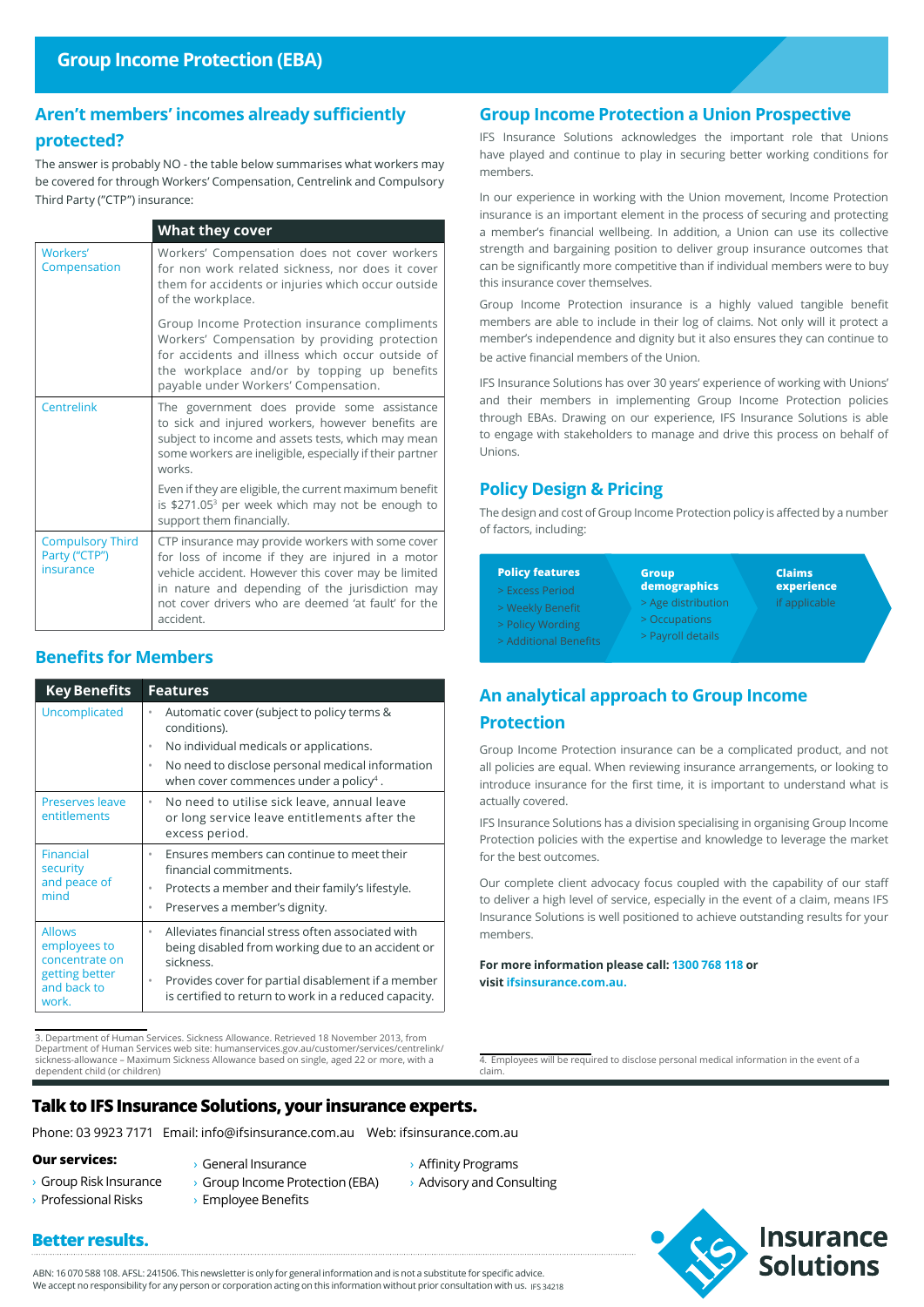# Group Income Protection (EBA)

## Aren't members' incomes already sufficiently protected?

The answer is probably NO - the table below summarises what workers may be covered for through Workers' Compensation, Centrelink and Compulsory Third Party ("CTP") insurance:

| | What they cover |
|---|---|
| Workers' Compensation | Workers' Compensation does not cover workers for non work related sickness, nor does it cover them for accidents or injuries which occur outside of the workplace.<br><br>Group Income Protection insurance compliments Workers' Compensation by providing protection for accidents and illness which occur outside of the workplace and/or by topping up benefits payable under Workers' Compensation. |
| Centrelink | The government does provide some assistance to sick and injured workers, however benefits are subject to income and assets tests, which may mean some workers are ineligible, especially if their partner works.<br><br>Even if they are eligible, the current maximum benefit is $271.05[3] per week which may not be enough to support them financially. |
| Compulsory Third Party ("CTP") insurance | CTP insurance may provide workers with some cover for loss of income if they are injured in a motor vehicle accident. However this cover may be limited in nature and depending of the jurisdiction may not cover drivers who are deemed 'at fault' for the accident. |

## Benefits for Members

| Key Benefits | Features |
|---|---|
| Uncomplicated | • Automatic cover (subject to policy terms & conditions).<br>• No individual medicals or applications.<br>• No need to disclose personal medical information when cover commences under a policy[4]. |
| Preserves leave entitlements | • No need to utilise sick leave, annual leave or long service leave entitlements after the excess period. |
| Financial security and peace of mind | • Ensures members can continue to meet their financial commitments.<br>• Protects a member and their family's lifestyle.<br>• Preserves a member's dignity. |
| Allows employees to concentrate on getting better and back to work. | • Alleviates financial stress often associated with being disabled from working due to an accident or sickness.<br>• Provides cover for partial disablement if a member is certified to return to work in a reduced capacity. |

3. Department of Human Services. Sickness Allowance. Retrieved 18 November 2013, from Department of Human Services web site: humanservices.gov.au/customer/services/centrelink/sickness-allowance – Maximum Sickness Allowance based on single, aged 22 or more, with a dependent child (or children)

## Group Income Protection a Union Prospective

IFS Insurance Solutions acknowledges the important role that Unions have played and continue to play in securing better working conditions for members.

In our experience in working with the Union movement, Income Protection insurance is an important element in the process of securing and protecting a member's financial wellbeing. In addition, a Union can use its collective strength and bargaining position to deliver group insurance outcomes that can be significantly more competitive than if individual members were to buy this insurance cover themselves.

Group Income Protection insurance is a highly valued tangible benefit members are able to include in their log of claims. Not only will it protect a member's independence and dignity but it also ensures they can continue to be active financial members of the Union.

IFS Insurance Solutions has over 30 years' experience of working with Unions' and their members in implementing Group Income Protection policies through EBAs. Drawing on our experience, IFS Insurance Solutions is able to engage with stakeholders to manage and drive this process on behalf of Unions.

## Policy Design & Pricing

The design and cost of Group Income Protection policy is affected by a number of factors, including:

**Policy features**
- Excess Period
- Weekly Benefit
- Policy Wording
- Additional Benefits

**Group demographics**
- Age distribution
- Occupations
- Payroll details

**Claims experience**
if applicable

## An analytical approach to Group Income Protection

Group Income Protection insurance can be a complicated product, and not all policies are equal. When reviewing insurance arrangements, or looking to introduce insurance for the first time, it is important to understand what is actually covered.

IFS Insurance Solutions has a division specialising in organising Group Income Protection policies with the expertise and knowledge to leverage the market for the best outcomes.

Our complete client advocacy focus coupled with the capability of our staff to deliver a high level of service, especially in the event of a claim, means IFS Insurance Solutions is well positioned to achieve outstanding results for your members.

**For more information please call: 1300 768 118 or visit ifsinsurance.com.au.**

4. Employees will be required to disclose personal medical information in the event of a claim.

## Talk to IFS Insurance Solutions, your insurance experts.

Phone: 03 9923 7171 Email: info@ifsinsurance.com.au Web: ifsinsurance.com.au

**Our services:**
- Group Risk Insurance
- Professional Risks
- General Insurance
- Group Income Protection (EBA)
- Employee Benefits
- Affinity Programs
- Advisory and Consulting

**Better results.**

Insurance Solutions

ABN: 16 070 588 108. AFSL: 241506. This newsletter is only for general information and is not a substitute for specific advice. We accept no responsibility for any person or corporation acting on this information without prior consultation with us. IFS 34218